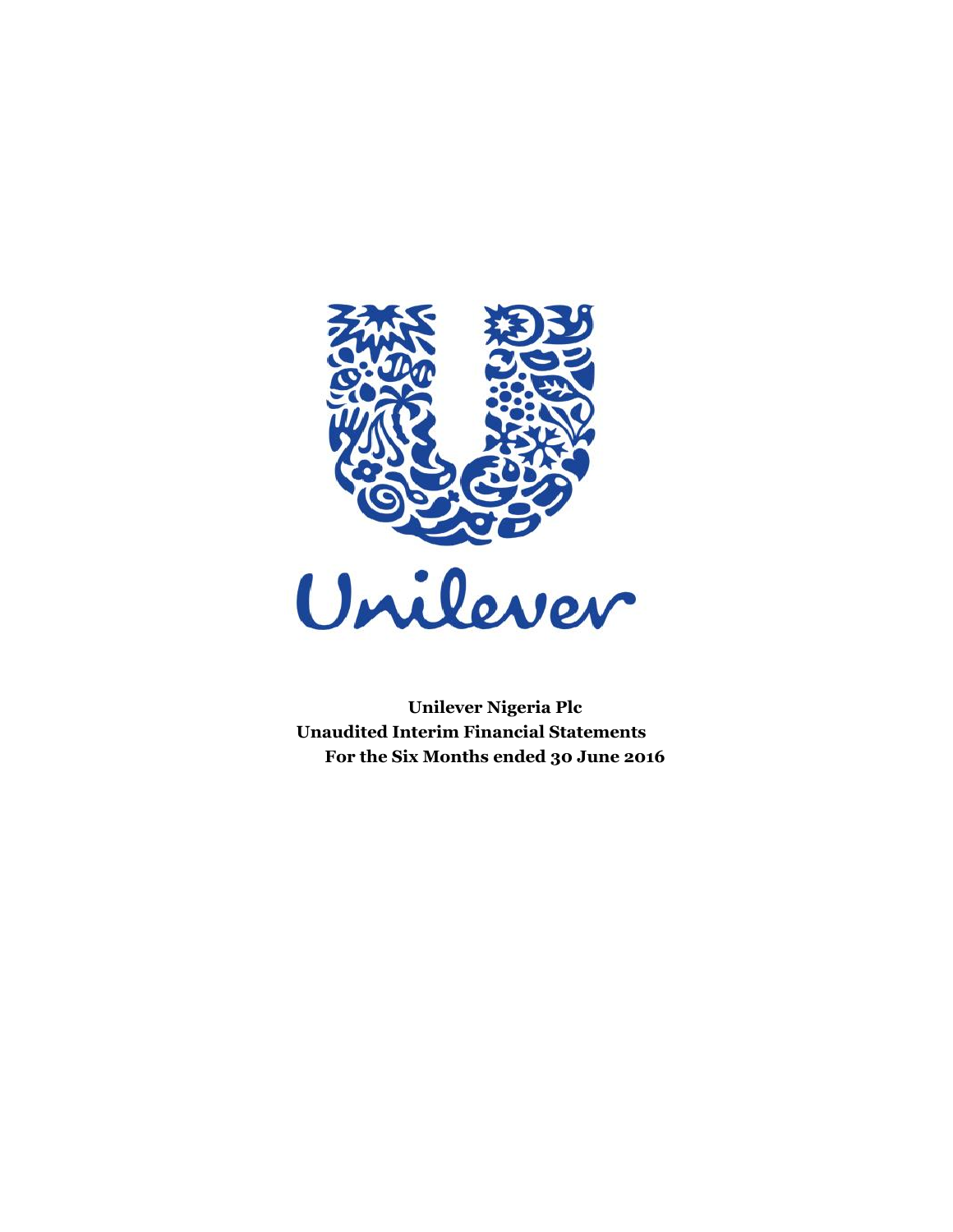Unilever

**Unilever Nigeria Plc**
**Unaudited Interim Financial Statements**
**For the Six Months ended 30 June 2016**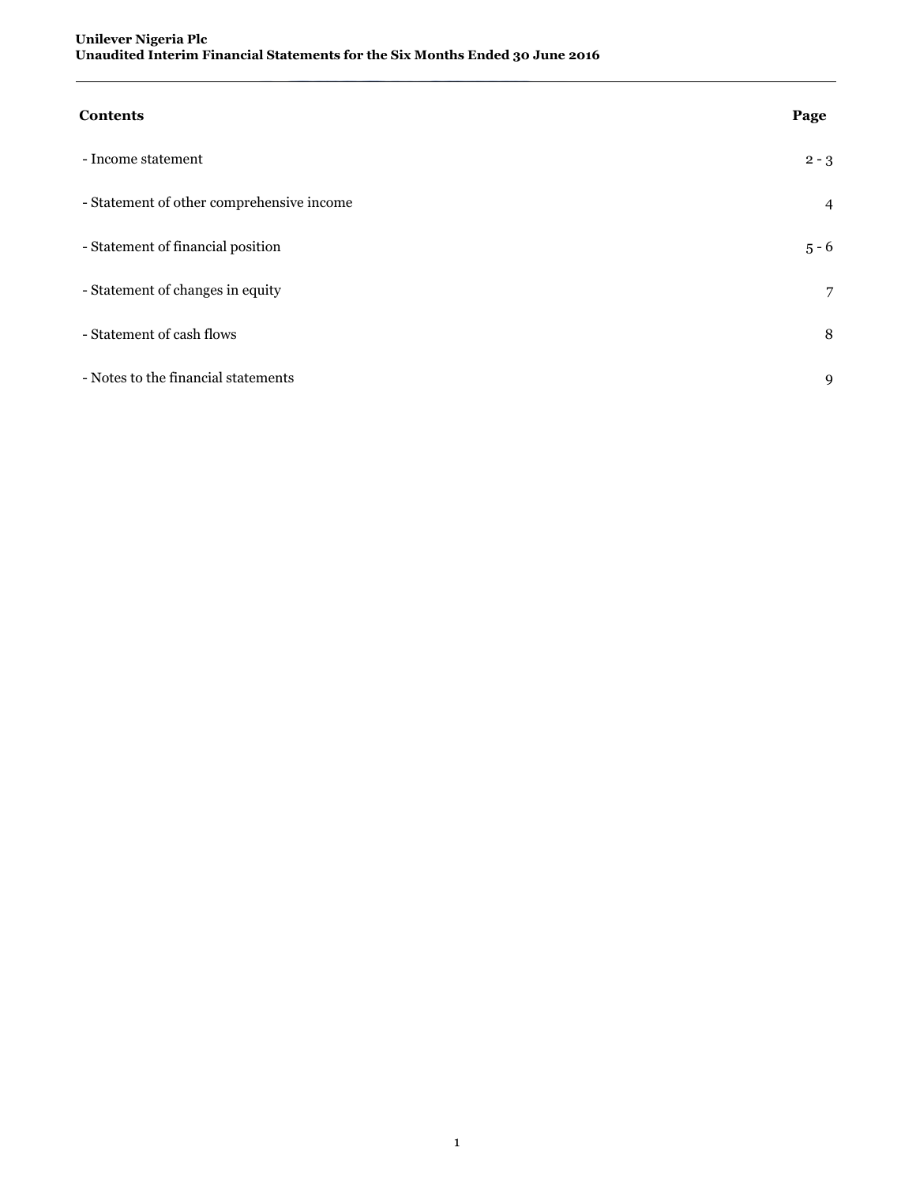| Contents | Page |
| --- | --- |
| - Income statement | 2 - 3 |
| - Statement of other comprehensive income | 4 |
| - Statement of financial position | 5 - 6 |
| - Statement of changes in equity | 7 |
| - Statement of cash flows | 8 |
| - Notes to the financial statements | 9 |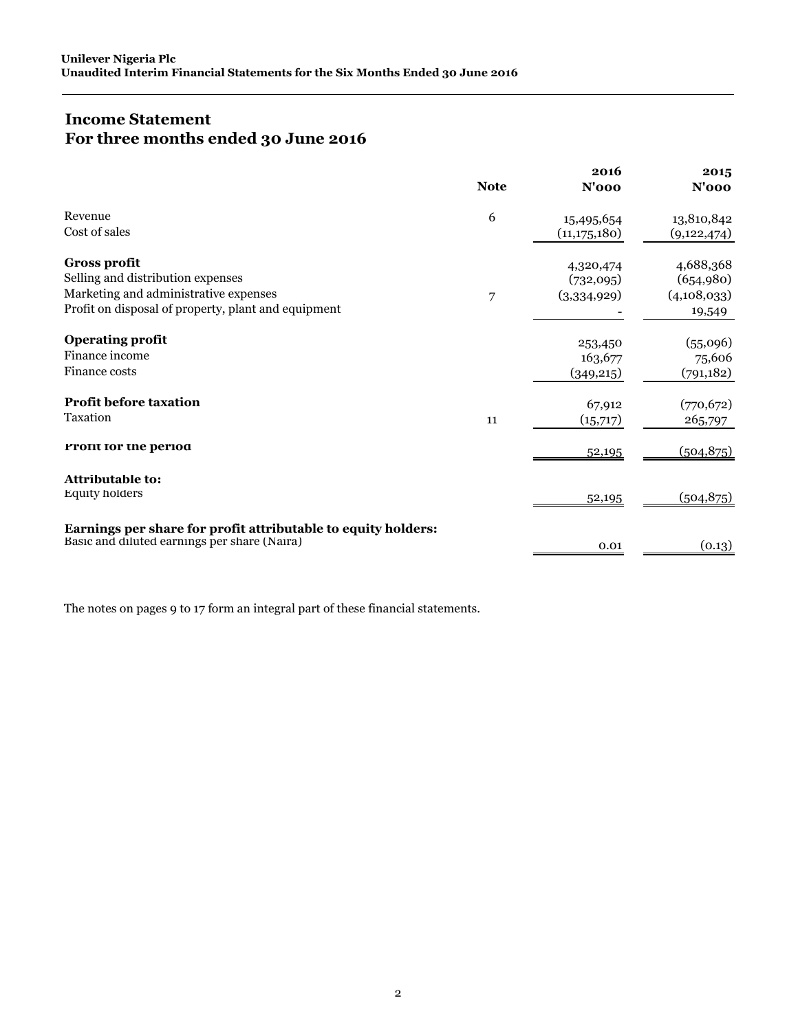## Income Statement
## For three months ended 30 June 2016

| | Note | 2016<br>N'000 | 2015<br>N'000 |
|---|---|---|---|
| Revenue | 6 | 15,495,654 | 13,810,842 |
| Cost of sales | | (11,175,180) | (9,122,474) |
| **Gross profit** | | 4,320,474 | 4,688,368 |
| Selling and distribution expenses | | (732,095) | (654,980) |
| Marketing and administrative expenses | 7 | (3,334,929) | (4,108,033) |
| Profit on disposal of property, plant and equipment | | - | 19,549 |
| **Operating profit** | | 253,450 | (55,096) |
| Finance income | | 163,677 | 75,606 |
| Finance costs | | (349,215) | (791,182) |
| **Profit before taxation** | | 67,912 | (770,672) |
| Taxation | 11 | (15,717) | 265,797 |
| **Profit for the period** | | 52,195 | (504,875) |
| **Attributable to:** | | | |
| Equity holders | | 52,195 | (504,875) |
| **Earnings per share for profit attributable to equity holders:** | | | |
| Basic and diluted earnings per share (Naira) | | 0.01 | (0.13) |

The notes on pages 9 to 17 form an integral part of these financial statements.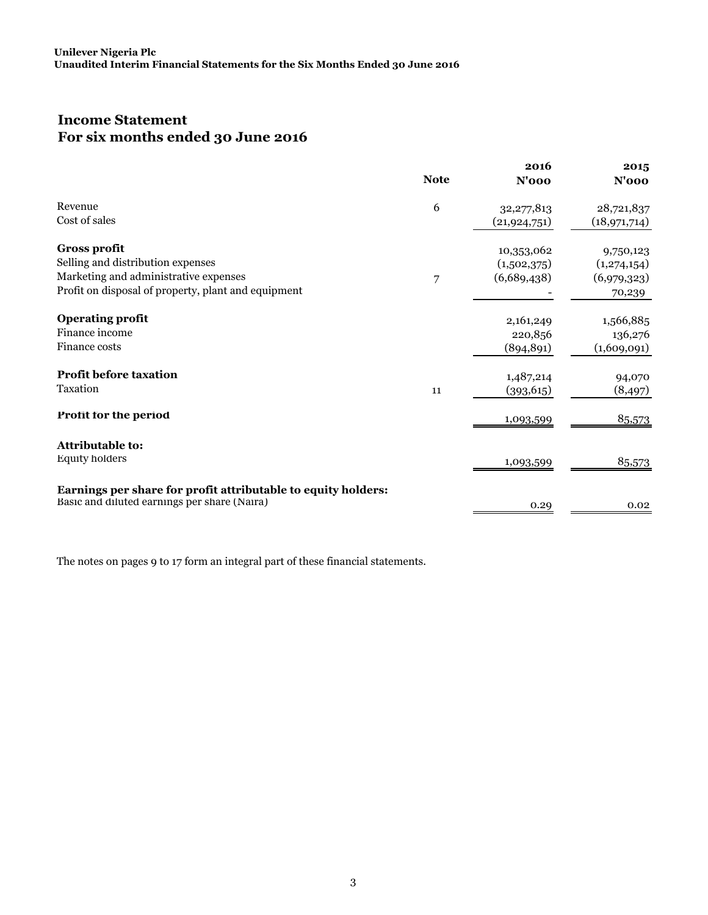**Unilever Nigeria Plc**
**Unaudited Interim Financial Statements for the Six Months Ended 30 June 2016**

## Income Statement
## For six months ended 30 June 2016

| | Note | 2016 N'000 | 2015 N'000 |
|---|---|---|---|
| Revenue | 6 | 32,277,813 | 28,721,837 |
| Cost of sales | | (21,924,751) | (18,971,714) |
| **Gross profit** | | 10,353,062 | 9,750,123 |
| Selling and distribution expenses | | (1,502,375) | (1,274,154) |
| Marketing and administrative expenses | 7 | (6,689,438) | (6,979,323) |
| Profit on disposal of property, plant and equipment | | - | 70,239 |
| **Operating profit** | | 2,161,249 | 1,566,885 |
| Finance income | | 220,856 | 136,276 |
| Finance costs | | (894,891) | (1,609,091) |
| **Profit before taxation** | | 1,487,214 | 94,070 |
| Taxation | 11 | (393,615) | (8,497) |
| **Profit for the period** | | 1,093,599 | 85,573 |
| **Attributable to:** | | | |
| Equity holders | | 1,093,599 | 85,573 |
| **Earnings per share for profit attributable to equity holders:** | | | |
| Basic and diluted earnings per share (Naira) | | 0.29 | 0.02 |

The notes on pages 9 to 17 form an integral part of these financial statements.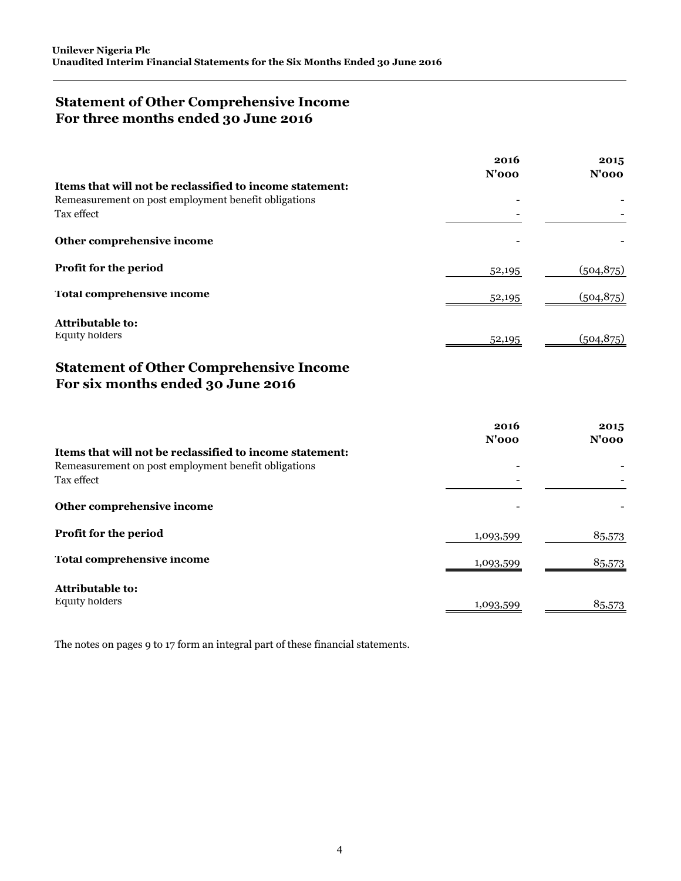## Statement of Other Comprehensive Income
## For three months ended 30 June 2016

| | 2016 N'000 | 2015 N'000 |
|---|---|---|
| **Items that will not be reclassified to income statement:** | | |
| Remeasurement on post employment benefit obligations | - | - |
| Tax effect | - | - |
| **Other comprehensive income** | - | - |
| **Profit for the period** | 52,195 | (504,875) |
| **Total comprehensive income** | 52,195 | (504,875) |
| **Attributable to:** | | |
| Equity holders | 52,195 | (504,875) |

## Statement of Other Comprehensive Income
## For six months ended 30 June 2016

| | 2016 N'000 | 2015 N'000 |
|---|---|---|
| **Items that will not be reclassified to income statement:** | | |
| Remeasurement on post employment benefit obligations | - | - |
| Tax effect | - | - |
| **Other comprehensive income** | - | - |
| **Profit for the period** | 1,093,599 | 85,573 |
| **Total comprehensive income** | 1,093,599 | 85,573 |
| **Attributable to:** | | |
| Equity holders | 1,093,599 | 85,573 |

The notes on pages 9 to 17 form an integral part of these financial statements.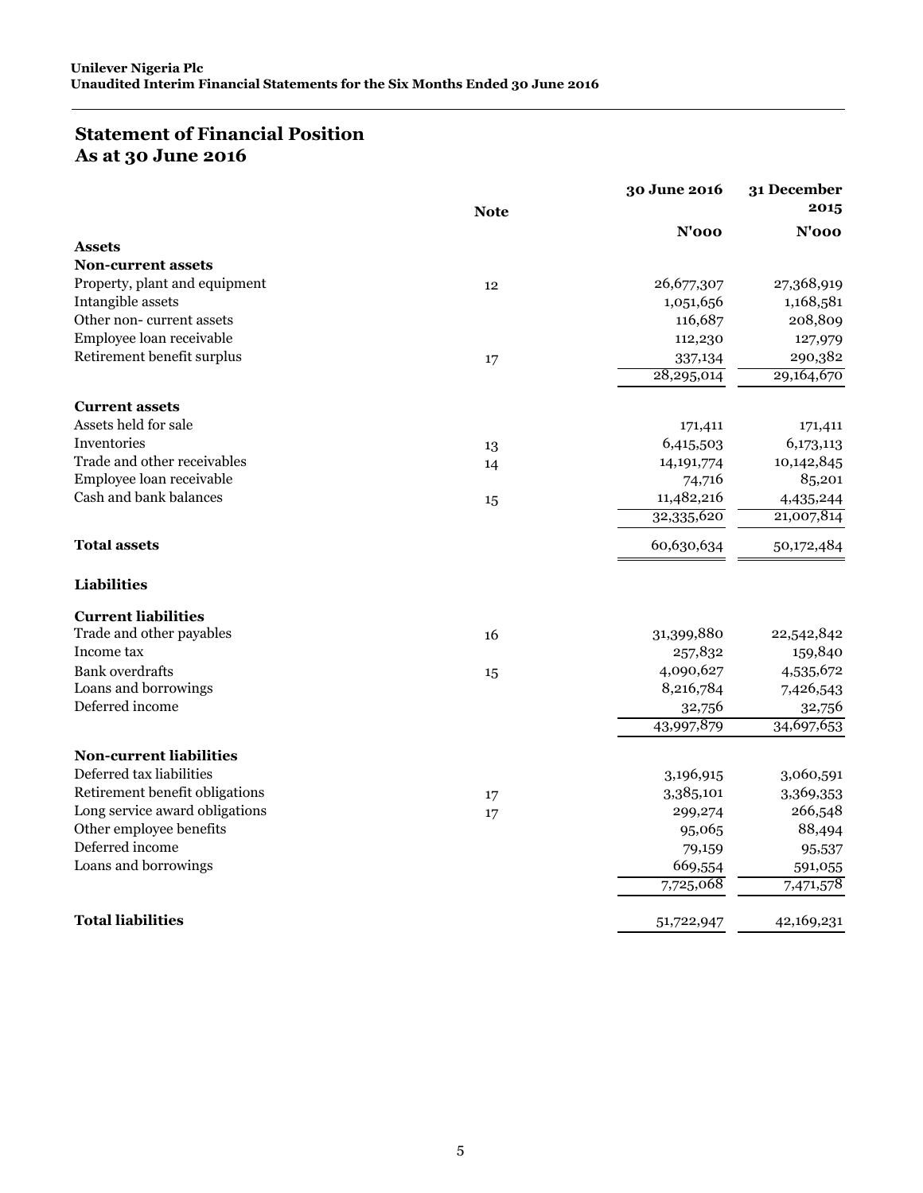## Statement of Financial Position
## As at 30 June 2016

| | Note | 30 June 2016 | 31 December 2015 |
|---|---|---|---|
| | | N'000 | N'000 |
| **Assets** | | | |
| **Non-current assets** | | | |
| Property, plant and equipment | 12 | 26,677,307 | 27,368,919 |
| Intangible assets | | 1,051,656 | 1,168,581 |
| Other non- current assets | | 116,687 | 208,809 |
| Employee loan receivable | | 112,230 | 127,979 |
| Retirement benefit surplus | 17 | 337,134 | 290,382 |
| | | 28,295,014 | 29,164,670 |
| **Current assets** | | | |
| Assets held for sale | | 171,411 | 171,411 |
| Inventories | 13 | 6,415,503 | 6,173,113 |
| Trade and other receivables | 14 | 14,191,774 | 10,142,845 |
| Employee loan receivable | | 74,716 | 85,201 |
| Cash and bank balances | 15 | 11,482,216 | 4,435,244 |
| | | 32,335,620 | 21,007,814 |
| **Total assets** | | 60,630,634 | 50,172,484 |
| **Liabilities** | | | |
| **Current liabilities** | | | |
| Trade and other payables | 16 | 31,399,880 | 22,542,842 |
| Income tax | | 257,832 | 159,840 |
| Bank overdrafts | 15 | 4,090,627 | 4,535,672 |
| Loans and borrowings | | 8,216,784 | 7,426,543 |
| Deferred income | | 32,756 | 32,756 |
| | | 43,997,879 | 34,697,653 |
| **Non-current liabilities** | | | |
| Deferred tax liabilities | | 3,196,915 | 3,060,591 |
| Retirement benefit obligations | 17 | 3,385,101 | 3,369,353 |
| Long service award obligations | 17 | 299,274 | 266,548 |
| Other employee benefits | | 95,065 | 88,494 |
| Deferred income | | 79,159 | 95,537 |
| Loans and borrowings | | 669,554 | 591,055 |
| | | 7,725,068 | 7,471,578 |
| **Total liabilities** | | 51,722,947 | 42,169,231 |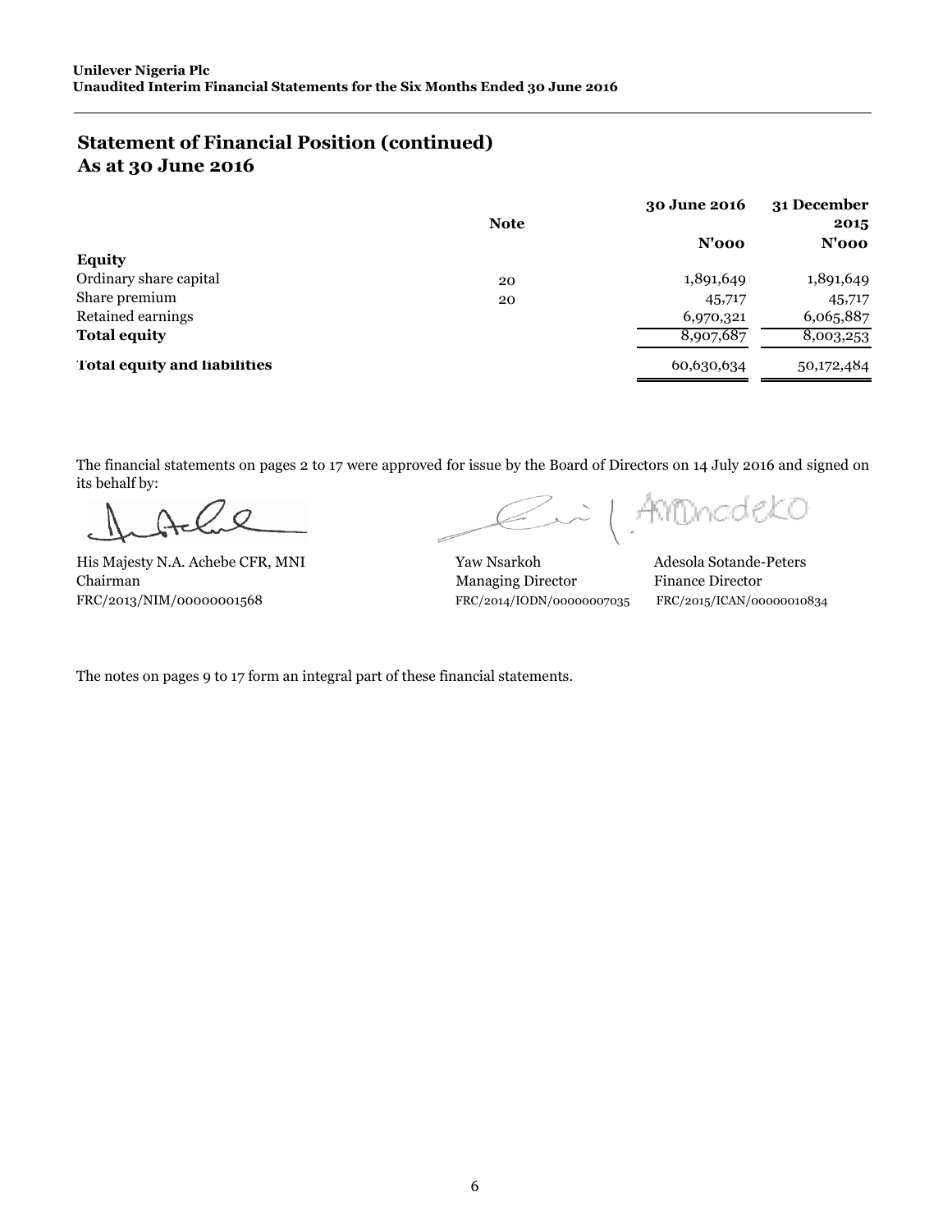## Statement of Financial Position (continued)
## As at 30 June 2016

| | Note | 30 June 2016 | 31 December 2015 |
|---|---|---|---|
| | | N'000 | N'000 |
| **Equity** | | | |
| Ordinary share capital | 20 | 1,891,649 | 1,891,649 |
| Share premium | 20 | 45,717 | 45,717 |
| Retained earnings | | 6,970,321 | 6,065,887 |
| **Total equity** | | 8,907,687 | 8,003,253 |
| **Total equity and liabilities** | | 60,630,634 | 50,172,484 |

The financial statements on pages 2 to 17 were approved for issue by the Board of Directors on 14 July 2016 and signed on its behalf by:

His Majesty N.A. Achebe CFR, MNI
Chairman
FRC/2013/NIM/00000001568

Yaw Nsarkoh
Managing Director
FRC/2014/IODN/00000007035

Adesola Sotande-Peters
Finance Director
FRC/2015/ICAN/00000010834

The notes on pages 9 to 17 form an integral part of these financial statements.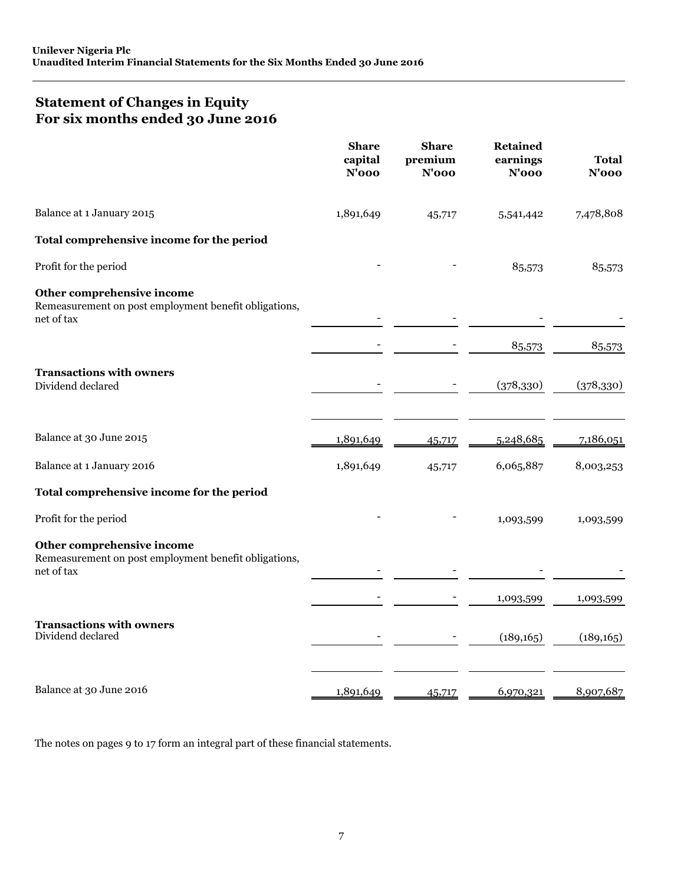**Unilever Nigeria Plc**
**Unaudited Interim Financial Statements for the Six Months Ended 30 June 2016**

## Statement of Changes in Equity
## For six months ended 30 June 2016

| | Share capital N'000 | Share premium N'000 | Retained earnings N'000 | Total N'000 |
|---|---|---|---|---|
| Balance at 1 January 2015 | 1,891,649 | 45,717 | 5,541,442 | 7,478,808 |
| **Total comprehensive income for the period** | | | | |
| Profit for the period | - | - | 85,573 | 85,573 |
| **Other comprehensive income** | | | | |
| Remeasurement on post employment benefit obligations, net of tax | - | - | - | - |
| | - | - | 85,573 | 85,573 |
| **Transactions with owners** | | | | |
| Dividend declared | - | - | (378,330) | (378,330) |
| Balance at 30 June 2015 | 1,891,649 | 45,717 | 5,248,685 | 7,186,051 |
| Balance at 1 January 2016 | 1,891,649 | 45,717 | 6,065,887 | 8,003,253 |
| **Total comprehensive income for the period** | | | | |
| Profit for the period | - | - | 1,093,599 | 1,093,599 |
| **Other comprehensive income** | | | | |
| Remeasurement on post employment benefit obligations, net of tax | - | - | - | - |
| | - | - | 1,093,599 | 1,093,599 |
| **Transactions with owners** | | | | |
| Dividend declared | - | - | (189,165) | (189,165) |
| Balance at 30 June 2016 | 1,891,649 | 45,717 | 6,970,321 | 8,907,687 |

The notes on pages 9 to 17 form an integral part of these financial statements.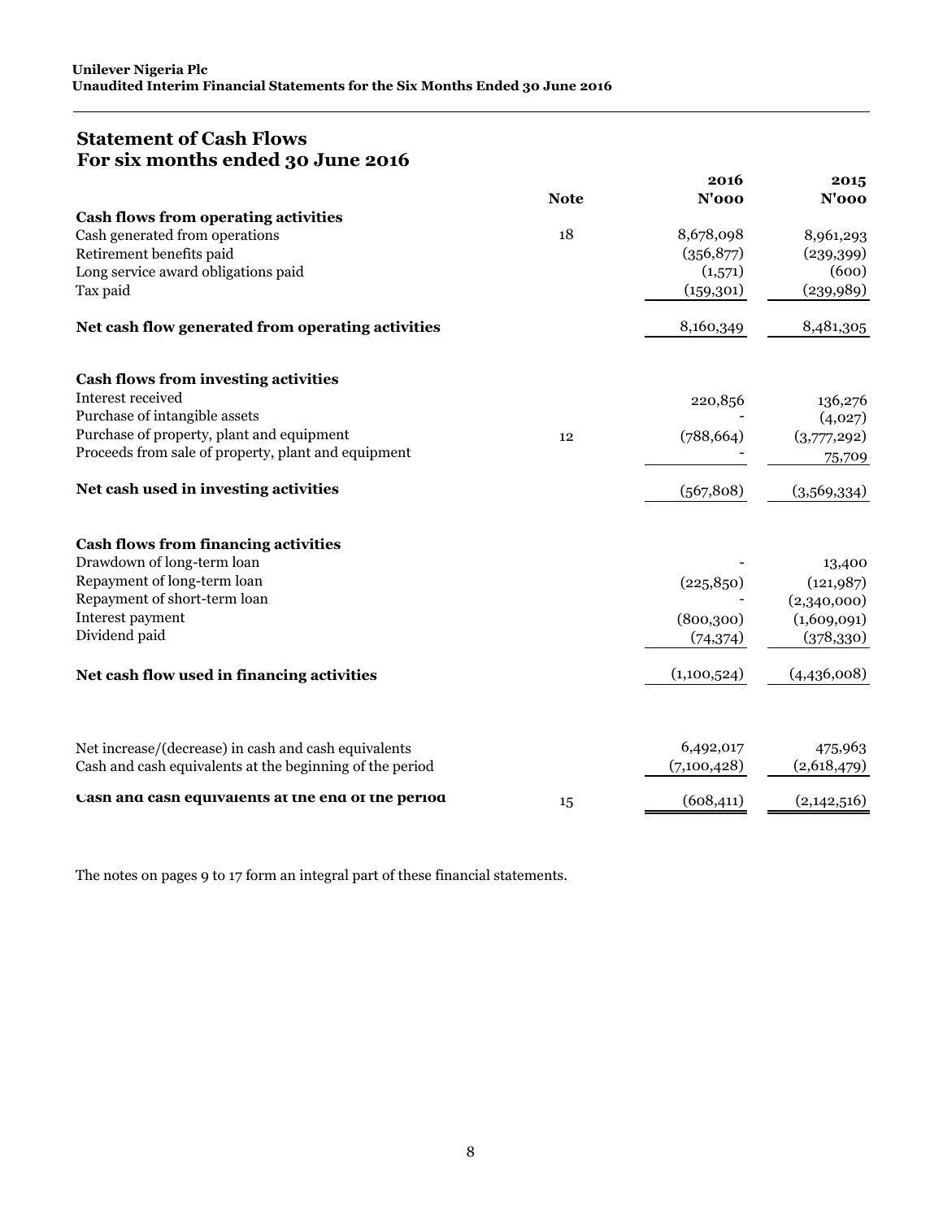## Statement of Cash Flows
## For six months ended 30 June 2016

| | Note | 2016<br>N'000 | 2015<br>N'000 |
|---|---|---|---|
| **Cash flows from operating activities** | | | |
| Cash generated from operations | 18 | 8,678,098 | 8,961,293 |
| Retirement benefits paid | | (356,877) | (239,399) |
| Long service award obligations paid | | (1,571) | (600) |
| Tax paid | | (159,301) | (239,989) |
| **Net cash flow generated from operating activities** | | 8,160,349 | 8,481,305 |
| **Cash flows from investing activities** | | | |
| Interest received | | 220,856 | 136,276 |
| Purchase of intangible assets | | - | (4,027) |
| Purchase of property, plant and equipment | 12 | (788,664) | (3,777,292) |
| Proceeds from sale of property, plant and equipment | | - | 75,709 |
| **Net cash used in investing activities** | | (567,808) | (3,569,334) |
| **Cash flows from financing activities** | | | |
| Drawdown of long-term loan | | - | 13,400 |
| Repayment of long-term loan | | (225,850) | (121,987) |
| Repayment of short-term loan | | - | (2,340,000) |
| Interest payment | | (800,300) | (1,609,091) |
| Dividend paid | | (74,374) | (378,330) |
| **Net cash flow used in financing activities** | | (1,100,524) | (4,436,008) |
| Net increase/(decrease) in cash and cash equivalents | | 6,492,017 | 475,963 |
| Cash and cash equivalents at the beginning of the period | | (7,100,428) | (2,618,479) |
| **Cash and cash equivalents at the end of the period** | 15 | (608,411) | (2,142,516) |

The notes on pages 9 to 17 form an integral part of these financial statements.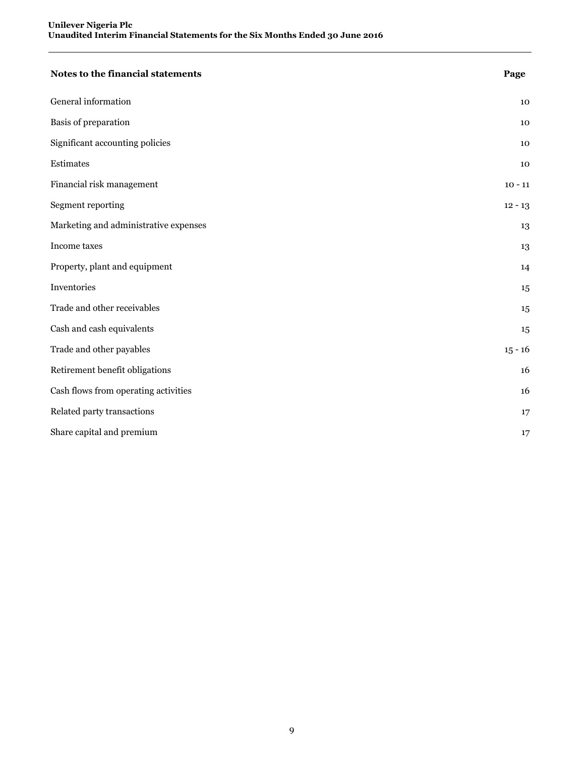| Notes to the financial statements | Page |
| --- | --- |
| General information | 10 |
| Basis of preparation | 10 |
| Significant accounting policies | 10 |
| Estimates | 10 |
| Financial risk management | 10 - 11 |
| Segment reporting | 12 - 13 |
| Marketing and administrative expenses | 13 |
| Income taxes | 13 |
| Property, plant and equipment | 14 |
| Inventories | 15 |
| Trade and other receivables | 15 |
| Cash and cash equivalents | 15 |
| Trade and other payables | 15 - 16 |
| Retirement benefit obligations | 16 |
| Cash flows from operating activities | 16 |
| Related party transactions | 17 |
| Share capital and premium | 17 |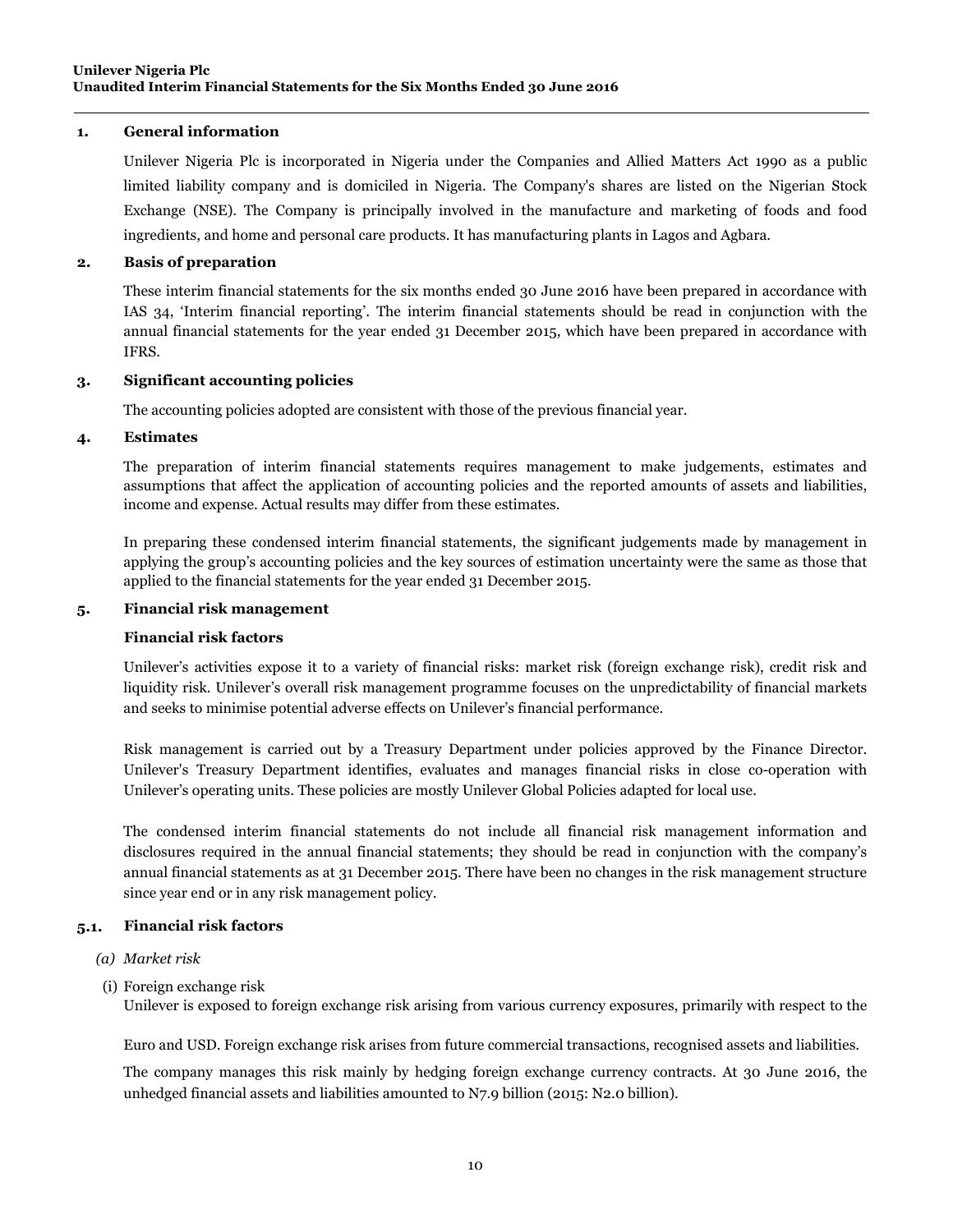## 1. General information

Unilever Nigeria Plc is incorporated in Nigeria under the Companies and Allied Matters Act 1990 as a public limited liability company and is domiciled in Nigeria. The Company's shares are listed on the Nigerian Stock Exchange (NSE). The Company is principally involved in the manufacture and marketing of foods and food ingredients, and home and personal care products. It has manufacturing plants in Lagos and Agbara.

## 2. Basis of preparation

These interim financial statements for the six months ended 30 June 2016 have been prepared in accordance with IAS 34, 'Interim financial reporting'. The interim financial statements should be read in conjunction with the annual financial statements for the year ended 31 December 2015, which have been prepared in accordance with IFRS.

## 3. Significant accounting policies

The accounting policies adopted are consistent with those of the previous financial year.

## 4. Estimates

The preparation of interim financial statements requires management to make judgements, estimates and assumptions that affect the application of accounting policies and the reported amounts of assets and liabilities, income and expense. Actual results may differ from these estimates.

In preparing these condensed interim financial statements, the significant judgements made by management in applying the group's accounting policies and the key sources of estimation uncertainty were the same as those that applied to the financial statements for the year ended 31 December 2015.

## 5. Financial risk management

**Financial risk factors**

Unilever's activities expose it to a variety of financial risks: market risk (foreign exchange risk), credit risk and liquidity risk. Unilever's overall risk management programme focuses on the unpredictability of financial markets and seeks to minimise potential adverse effects on Unilever's financial performance.

Risk management is carried out by a Treasury Department under policies approved by the Finance Director. Unilever's Treasury Department identifies, evaluates and manages financial risks in close co-operation with Unilever's operating units. These policies are mostly Unilever Global Policies adapted for local use.

The condensed interim financial statements do not include all financial risk management information and disclosures required in the annual financial statements; they should be read in conjunction with the company's annual financial statements as at 31 December 2015. There have been no changes in the risk management structure since year end or in any risk management policy.

### 5.1. Financial risk factors

*(a) Market risk*

(i) Foreign exchange risk

Unilever is exposed to foreign exchange risk arising from various currency exposures, primarily with respect to the Euro and USD. Foreign exchange risk arises from future commercial transactions, recognised assets and liabilities.

The company manages this risk mainly by hedging foreign exchange currency contracts. At 30 June 2016, the unhedged financial assets and liabilities amounted to N7.9 billion (2015: N2.0 billion).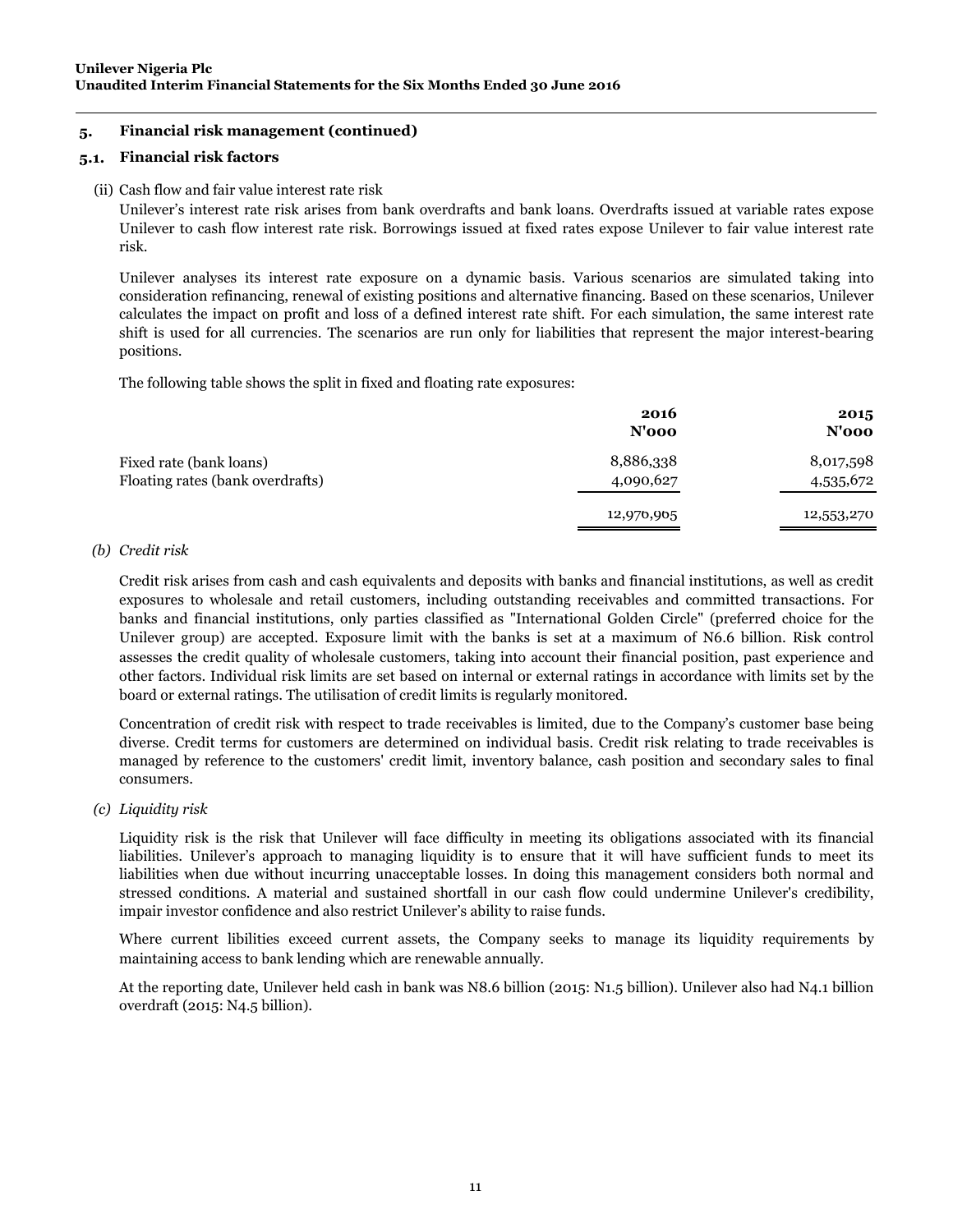## 5. Financial risk management (continued)

### 5.1. Financial risk factors

(ii) Cash flow and fair value interest rate risk

Unilever's interest rate risk arises from bank overdrafts and bank loans. Overdrafts issued at variable rates expose Unilever to cash flow interest rate risk. Borrowings issued at fixed rates expose Unilever to fair value interest rate risk.

Unilever analyses its interest rate exposure on a dynamic basis. Various scenarios are simulated taking into consideration refinancing, renewal of existing positions and alternative financing. Based on these scenarios, Unilever calculates the impact on profit and loss of a defined interest rate shift. For each simulation, the same interest rate shift is used for all currencies. The scenarios are run only for liabilities that represent the major interest-bearing positions.

The following table shows the split in fixed and floating rate exposures:

| | 2016 N'000 | 2015 N'000 |
|---|---|---|
| Fixed rate (bank loans) | 8,886,338 | 8,017,598 |
| Floating rates (bank overdrafts) | 4,090,627 | 4,535,672 |
| | 12,976,965 | 12,553,270 |

*(b) Credit risk*

Credit risk arises from cash and cash equivalents and deposits with banks and financial institutions, as well as credit exposures to wholesale and retail customers, including outstanding receivables and committed transactions. For banks and financial institutions, only parties classified as "International Golden Circle" (preferred choice for the Unilever group) are accepted. Exposure limit with the banks is set at a maximum of N6.6 billion. Risk control assesses the credit quality of wholesale customers, taking into account their financial position, past experience and other factors. Individual risk limits are set based on internal or external ratings in accordance with limits set by the board or external ratings. The utilisation of credit limits is regularly monitored.

Concentration of credit risk with respect to trade receivables is limited, due to the Company's customer base being diverse. Credit terms for customers are determined on individual basis. Credit risk relating to trade receivables is managed by reference to the customers' credit limit, inventory balance, cash position and secondary sales to final consumers.

*(c) Liquidity risk*

Liquidity risk is the risk that Unilever will face difficulty in meeting its obligations associated with its financial liabilities. Unilever's approach to managing liquidity is to ensure that it will have sufficient funds to meet its liabilities when due without incurring unacceptable losses. In doing this management considers both normal and stressed conditions. A material and sustained shortfall in our cash flow could undermine Unilever's credibility, impair investor confidence and also restrict Unilever's ability to raise funds.

Where current libilities exceed current assets, the Company seeks to manage its liquidity requirements by maintaining access to bank lending which are renewable annually.

At the reporting date, Unilever held cash in bank was N8.6 billion (2015: N1.5 billion). Unilever also had N4.1 billion overdraft (2015: N4.5 billion).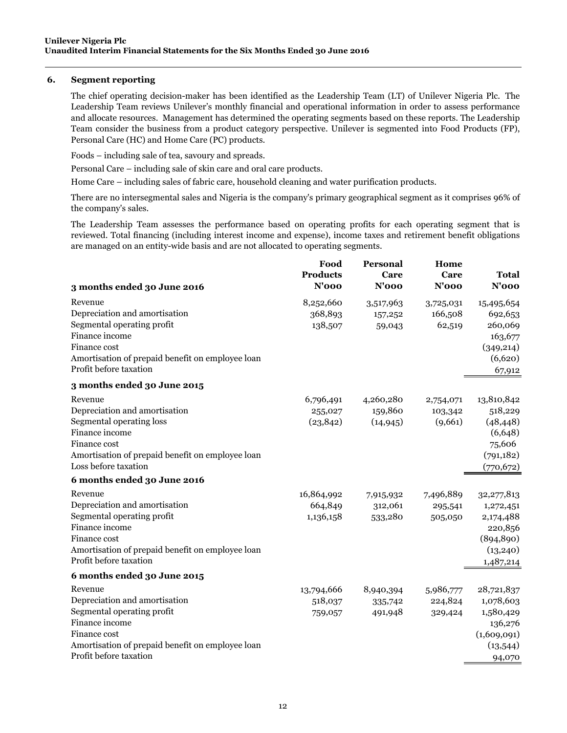### 6. Segment reporting

The chief operating decision-maker has been identified as the Leadership Team (LT) of Unilever Nigeria Plc. The Leadership Team reviews Unilever's monthly financial and operational information in order to assess performance and allocate resources. Management has determined the operating segments based on these reports. The Leadership Team consider the business from a product category perspective. Unilever is segmented into Food Products (FP), Personal Care (HC) and Home Care (PC) products.

Foods – including sale of tea, savoury and spreads.

Personal Care – including sale of skin care and oral care products.

Home Care – including sales of fabric care, household cleaning and water purification products.

There are no intersegmental sales and Nigeria is the company's primary geographical segment as it comprises 96% of the company's sales.

The Leadership Team assesses the performance based on operating profits for each operating segment that is reviewed. Total financing (including interest income and expense), income taxes and retirement benefit obligations are managed on an entity-wide basis and are not allocated to operating segments.

| | Food Products N'000 | Personal Care N'000 | Home Care N'000 | Total N'000 |
|---|---|---|---|---|
| **3 months ended 30 June 2016** | | | | |
| Revenue | 8,252,660 | 3,517,963 | 3,725,031 | 15,495,654 |
| Depreciation and amortisation | 368,893 | 157,252 | 166,508 | 692,653 |
| Segmental operating profit | 138,507 | 59,043 | 62,519 | 260,069 |
| Finance income | | | | 163,677 |
| Finance cost | | | | (349,214) |
| Amortisation of prepaid benefit on employee loan | | | | (6,620) |
| Profit before taxation | | | | 67,912 |
| **3 months ended 30 June 2015** | | | | |
| Revenue | 6,796,491 | 4,260,280 | 2,754,071 | 13,810,842 |
| Depreciation and amortisation | 255,027 | 159,860 | 103,342 | 518,229 |
| Segmental operating loss | (23,842) | (14,945) | (9,661) | (48,448) |
| Finance income | | | | (6,648) |
| Finance cost | | | | 75,606 |
| Amortisation of prepaid benefit on employee loan | | | | (791,182) |
| Loss before taxation | | | | (770,672) |
| **6 months ended 30 June 2016** | | | | |
| Revenue | 16,864,992 | 7,915,932 | 7,496,889 | 32,277,813 |
| Depreciation and amortisation | 664,849 | 312,061 | 295,541 | 1,272,451 |
| Segmental operating profit | 1,136,158 | 533,280 | 505,050 | 2,174,488 |
| Finance income | | | | 220,856 |
| Finance cost | | | | (894,890) |
| Amortisation of prepaid benefit on employee loan | | | | (13,240) |
| Profit before taxation | | | | 1,487,214 |
| **6 months ended 30 June 2015** | | | | |
| Revenue | 13,794,666 | 8,940,394 | 5,986,777 | 28,721,837 |
| Depreciation and amortisation | 518,037 | 335,742 | 224,824 | 1,078,603 |
| Segmental operating profit | 759,057 | 491,948 | 329,424 | 1,580,429 |
| Finance income | | | | 136,276 |
| Finance cost | | | | (1,609,091) |
| Amortisation of prepaid benefit on employee loan | | | | (13,544) |
| Profit before taxation | | | | 94,070 |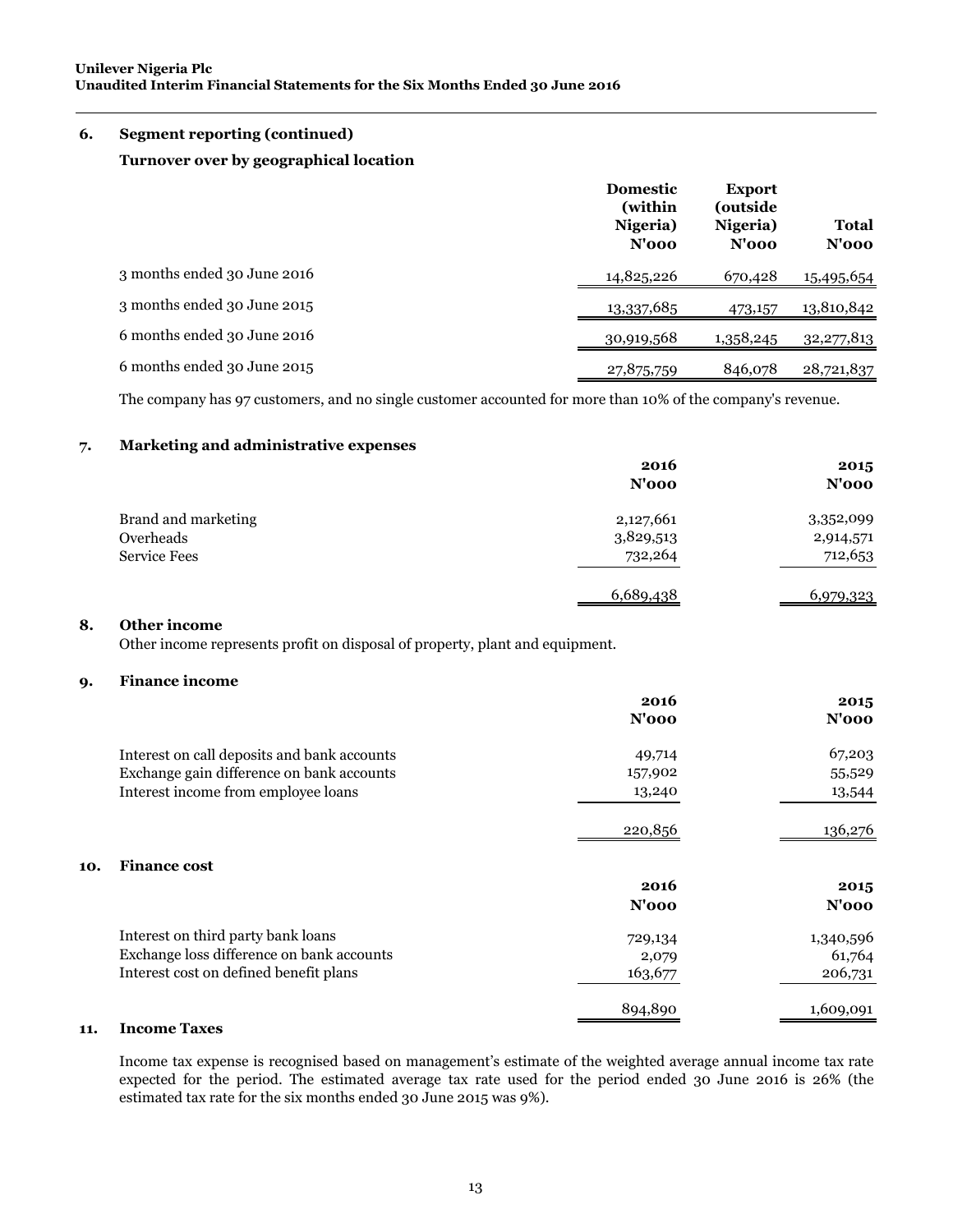## 6. Segment reporting (continued)

### Turnover over by geographical location

| | Domestic (within Nigeria) N'000 | Export (outside Nigeria) N'000 | Total N'000 |
|---|---|---|---|
| 3 months ended 30 June 2016 | 14,825,226 | 670,428 | 15,495,654 |
| 3 months ended 30 June 2015 | 13,337,685 | 473,157 | 13,810,842 |
| 6 months ended 30 June 2016 | 30,919,568 | 1,358,245 | 32,277,813 |
| 6 months ended 30 June 2015 | 27,875,759 | 846,078 | 28,721,837 |

The company has 97 customers, and no single customer accounted for more than 10% of the company's revenue.

## 7. Marketing and administrative expenses

| | 2016 N'000 | 2015 N'000 |
|---|---|---|
| Brand and marketing | 2,127,661 | 3,352,099 |
| Overheads | 3,829,513 | 2,914,571 |
| Service Fees | 732,264 | 712,653 |
| | 6,689,438 | 6,979,323 |

## 8. Other income

Other income represents profit on disposal of property, plant and equipment.

## 9. Finance income

| | 2016 N'000 | 2015 N'000 |
|---|---|---|
| Interest on call deposits and bank accounts | 49,714 | 67,203 |
| Exchange gain difference on bank accounts | 157,902 | 55,529 |
| Interest income from employee loans | 13,240 | 13,544 |
| | 220,856 | 136,276 |

## 10. Finance cost

| | 2016 N'000 | 2015 N'000 |
|---|---|---|
| Interest on third party bank loans | 729,134 | 1,340,596 |
| Exchange loss difference on bank accounts | 2,079 | 61,764 |
| Interest cost on defined benefit plans | 163,677 | 206,731 |
| | 894,890 | 1,609,091 |

## 11. Income Taxes

Income tax expense is recognised based on management's estimate of the weighted average annual income tax rate expected for the period. The estimated average tax rate used for the period ended 30 June 2016 is 26% (the estimated tax rate for the six months ended 30 June 2015 was 9%).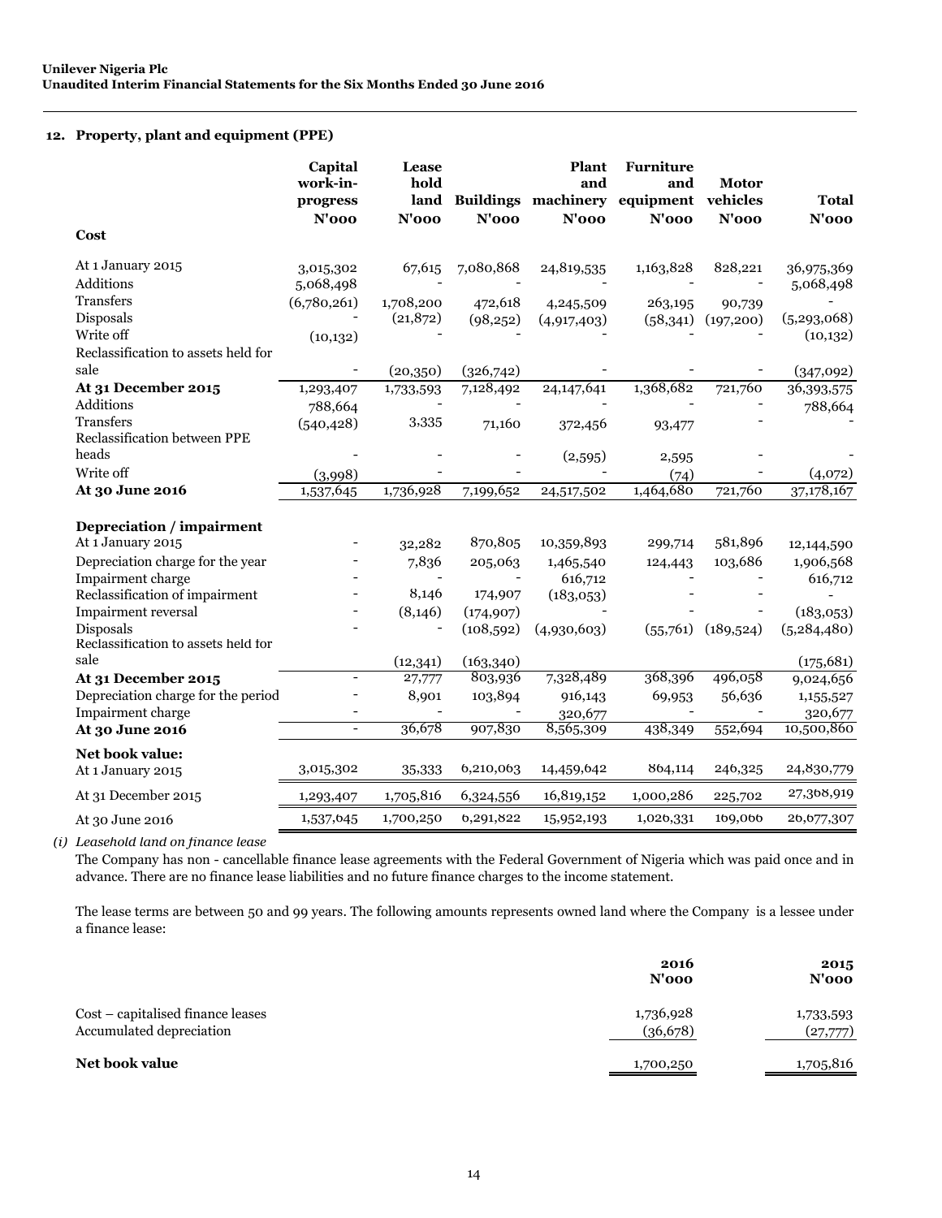## 12. Property, plant and equipment (PPE)

| | Capital work-in-progress N'000 | Lease hold land N'000 | Buildings N'000 | Plant and machinery N'000 | Furniture and equipment N'000 | Motor vehicles N'000 | Total N'000 |
|---|---|---|---|---|---|---|---|
| **Cost** | | | | | | | |
| At 1 January 2015 | 3,015,302 | 67,615 | 7,080,868 | 24,819,535 | 1,163,828 | 828,221 | 36,975,369 |
| Additions | 5,068,498 | - | - | - | - | - | 5,068,498 |
| Transfers | (6,780,261) | 1,708,200 | 472,618 | 4,245,509 | 263,195 | 90,739 | - |
| Disposals | - | (21,872) | (98,252) | (4,917,403) | (58,341) | (197,200) | (5,293,068) |
| Write off | (10,132) | - | - | - | - | - | (10,132) |
| Reclassification to assets held for sale | - | (20,350) | (326,742) | - | - | - | (347,092) |
| **At 31 December 2015** | 1,293,407 | 1,733,593 | 7,128,492 | 24,147,641 | 1,368,682 | 721,760 | 36,393,575 |
| Additions | 788,664 | - | - | - | - | - | 788,664 |
| Transfers | (540,428) | 3,335 | 71,160 | 372,456 | 93,477 | - | - |
| Reclassification between PPE heads | - | - | - | (2,595) | 2,595 | - | - |
| Write off | (3,998) | - | - | - | (74) | - | (4,072) |
| **At 30 June 2016** | 1,537,645 | 1,736,928 | 7,199,652 | 24,517,502 | 1,464,680 | 721,760 | 37,178,167 |
| **Depreciation / impairment** | | | | | | | |
| At 1 January 2015 | - | 32,282 | 870,805 | 10,359,893 | 299,714 | 581,896 | 12,144,590 |
| Depreciation charge for the year | - | 7,836 | 205,063 | 1,465,540 | 124,443 | 103,686 | 1,906,568 |
| Impairment charge | - | - | - | 616,712 | - | - | 616,712 |
| Reclassification of impairment | - | 8,146 | 174,907 | (183,053) | - | - | - |
| Impairment reversal | - | (8,146) | (174,907) | - | - | - | (183,053) |
| Disposals | - | - | (108,592) | (4,930,603) | (55,761) | (189,524) | (5,284,480) |
| Reclassification to assets held for sale | | (12,341) | (163,340) | | | | (175,681) |
| **At 31 December 2015** | - | 27,777 | 803,936 | 7,328,489 | 368,396 | 496,058 | 9,024,656 |
| Depreciation charge for the period | - | 8,901 | 103,894 | 916,143 | 69,953 | 56,636 | 1,155,527 |
| Impairment charge | - | - | - | 320,677 | - | - | 320,677 |
| **At 30 June 2016** | - | 36,678 | 907,830 | 8,565,309 | 438,349 | 552,694 | 10,500,860 |
| **Net book value:** | | | | | | | |
| At 1 January 2015 | 3,015,302 | 35,333 | 6,210,063 | 14,459,642 | 864,114 | 246,325 | 24,830,779 |
| At 31 December 2015 | 1,293,407 | 1,705,816 | 6,324,556 | 16,819,152 | 1,000,286 | 225,702 | 27,368,919 |
| At 30 June 2016 | 1,537,645 | 1,700,250 | 6,291,822 | 15,952,193 | 1,026,331 | 169,066 | 26,677,307 |

*(i) Leasehold land on finance lease*

The Company has non - cancellable finance lease agreements with the Federal Government of Nigeria which was paid once and in advance. There are no finance lease liabilities and no future finance charges to the income statement.

The lease terms are between 50 and 99 years. The following amounts represents owned land where the Company is a lessee under a finance lease:

| | 2016 N'000 | 2015 N'000 |
|---|---|---|
| Cost – capitalised finance leases | 1,736,928 | 1,733,593 |
| Accumulated depreciation | (36,678) | (27,777) |
| **Net book value** | 1,700,250 | 1,705,816 |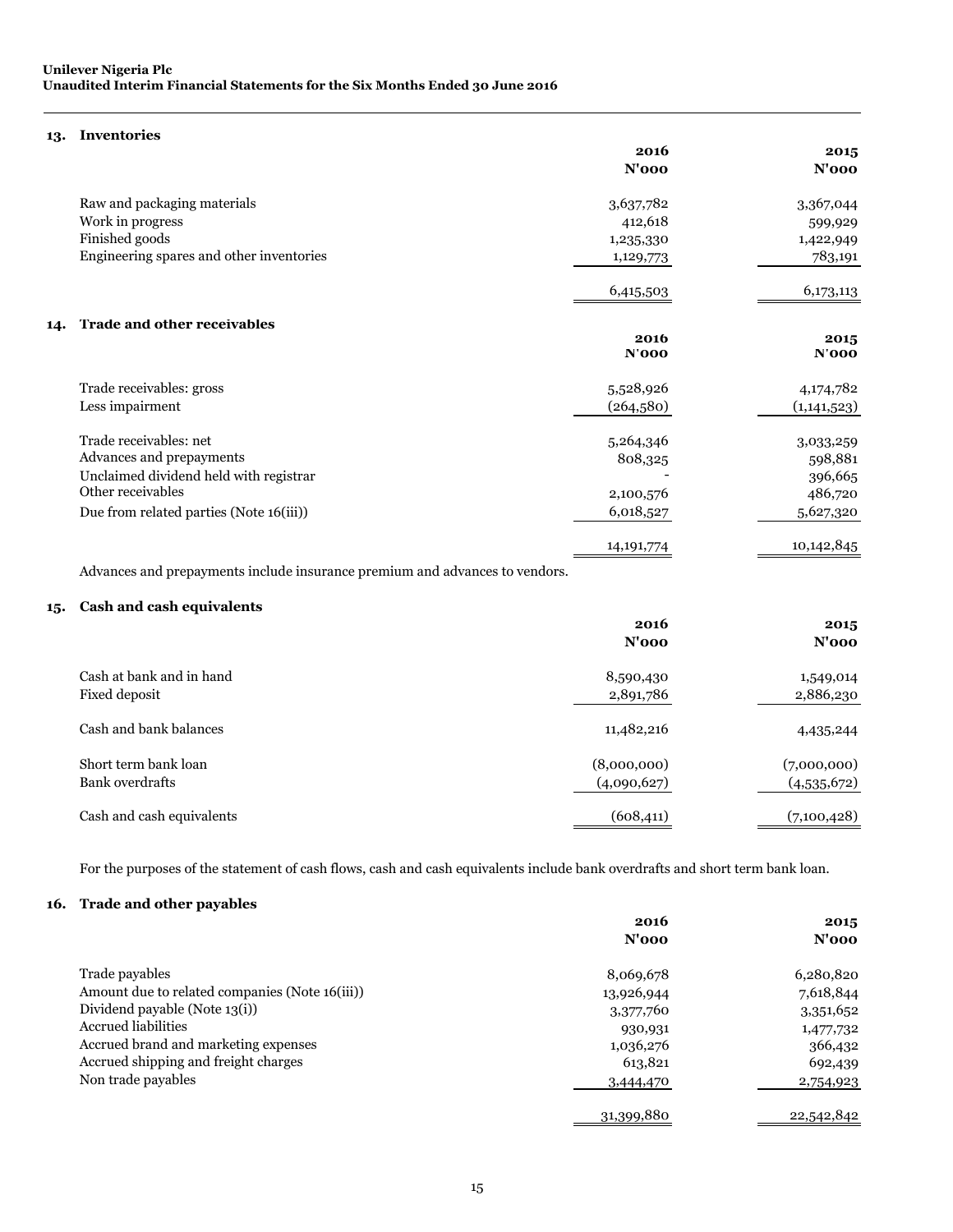## 13. Inventories

| | 2016<br>N'000 | 2015<br>N'000 |
|---|---|---|
| Raw and packaging materials | 3,637,782 | 3,367,044 |
| Work in progress | 412,618 | 599,929 |
| Finished goods | 1,235,330 | 1,422,949 |
| Engineering spares and other inventories | 1,129,773 | 783,191 |
| | 6,415,503 | 6,173,113 |

## 14. Trade and other receivables

| | 2016<br>N'000 | 2015<br>N'000 |
|---|---|---|
| Trade receivables: gross | 5,528,926 | 4,174,782 |
| Less impairment | (264,580) | (1,141,523) |
| Trade receivables: net | 5,264,346 | 3,033,259 |
| Advances and prepayments | 808,325 | 598,881 |
| Unclaimed dividend held with registrar | - | 396,665 |
| Other receivables | 2,100,576 | 486,720 |
| Due from related parties (Note 16(iii)) | 6,018,527 | 5,627,320 |
| | 14,191,774 | 10,142,845 |

Advances and prepayments include insurance premium and advances to vendors.

## 15. Cash and cash equivalents

| | 2016<br>N'000 | 2015<br>N'000 |
|---|---|---|
| Cash at bank and in hand | 8,590,430 | 1,549,014 |
| Fixed deposit | 2,891,786 | 2,886,230 |
| Cash and bank balances | 11,482,216 | 4,435,244 |
| Short term bank loan | (8,000,000) | (7,000,000) |
| Bank overdrafts | (4,090,627) | (4,535,672) |
| Cash and cash equivalents | (608,411) | (7,100,428) |

For the purposes of the statement of cash flows, cash and cash equivalents include bank overdrafts and short term bank loan.

## 16. Trade and other payables

| | 2016<br>N'000 | 2015<br>N'000 |
|---|---|---|
| Trade payables | 8,069,678 | 6,280,820 |
| Amount due to related companies (Note 16(iii)) | 13,926,944 | 7,618,844 |
| Dividend payable (Note 13(i)) | 3,377,760 | 3,351,652 |
| Accrued liabilities | 930,931 | 1,477,732 |
| Accrued brand and marketing expenses | 1,036,276 | 366,432 |
| Accrued shipping and freight charges | 613,821 | 692,439 |
| Non trade payables | 3,444,470 | 2,754,923 |
| | 31,399,880 | 22,542,842 |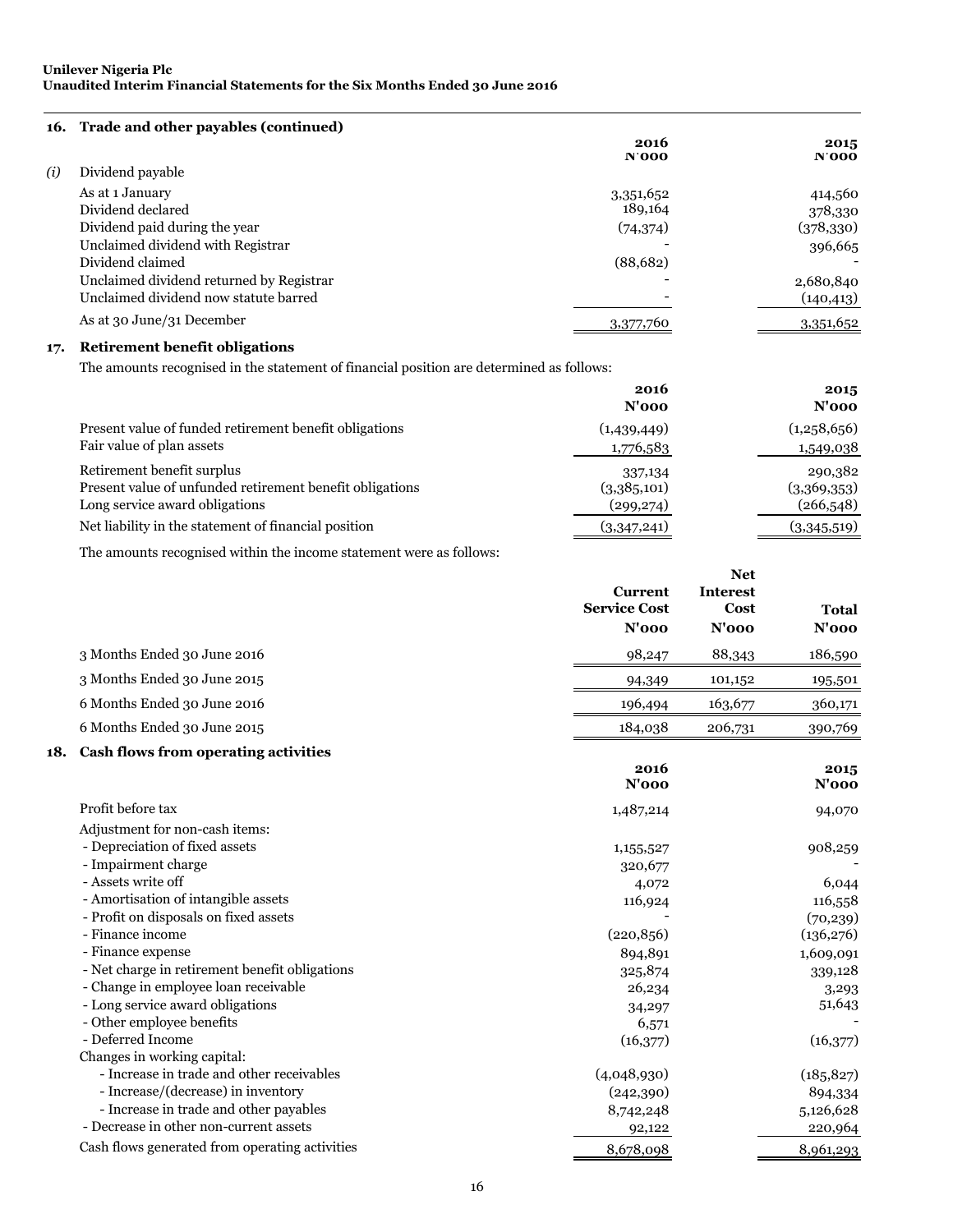**Unilever Nigeria Plc**
**Unaudited Interim Financial Statements for the Six Months Ended 30 June 2016**

## 16. Trade and other payables (continued)

| | | 2016 N'000 | 2015 N'000 |
|---|---|---|---|
| *(i)* | Dividend payable | | |
| | As at 1 January | 3,351,652 | 414,560 |
| | Dividend declared | 189,164 | 378,330 |
| | Dividend paid during the year | (74,374) | (378,330) |
| | Unclaimed dividend with Registrar | - | 396,665 |
| | Dividend claimed | (88,682) | - |
| | Unclaimed dividend returned by Registrar | - | 2,680,840 |
| | Unclaimed dividend now statute barred | - | (140,413) |
| | As at 30 June/31 December | 3,377,760 | 3,351,652 |

## 17. Retirement benefit obligations

The amounts recognised in the statement of financial position are determined as follows:

| | 2016 N'000 | 2015 N'000 |
|---|---|---|
| Present value of funded retirement benefit obligations | (1,439,449) | (1,258,656) |
| Fair value of plan assets | 1,776,583 | 1,549,038 |
| Retirement benefit surplus | 337,134 | 290,382 |
| Present value of unfunded retirement benefit obligations | (3,385,101) | (3,369,353) |
| Long service award obligations | (299,274) | (266,548) |
| Net liability in the statement of financial position | (3,347,241) | (3,345,519) |

The amounts recognised within the income statement were as follows:

| | Current Service Cost N'000 | Net Interest Cost N'000 | Total N'000 |
|---|---|---|---|
| 3 Months Ended 30 June 2016 | 98,247 | 88,343 | 186,590 |
| 3 Months Ended 30 June 2015 | 94,349 | 101,152 | 195,501 |
| 6 Months Ended 30 June 2016 | 196,494 | 163,677 | 360,171 |
| 6 Months Ended 30 June 2015 | 184,038 | 206,731 | 390,769 |

## 18. Cash flows from operating activities

| | 2016 N'000 | 2015 N'000 |
|---|---|---|
| Profit before tax | 1,487,214 | 94,070 |
| Adjustment for non-cash items: | | |
| - Depreciation of fixed assets | 1,155,527 | 908,259 |
| - Impairment charge | 320,677 | - |
| - Assets write off | 4,072 | 6,044 |
| - Amortisation of intangible assets | 116,924 | 116,558 |
| - Profit on disposals on fixed assets | - | (70,239) |
| - Finance income | (220,856) | (136,276) |
| - Finance expense | 894,891 | 1,609,091 |
| - Net charge in retirement benefit obligations | 325,874 | 339,128 |
| - Change in employee loan receivable | 26,234 | 3,293 |
| - Long service award obligations | 34,297 | 51,643 |
| - Other employee benefits | 6,571 | - |
| - Deferred Income | (16,377) | (16,377) |
| Changes in working capital: | | |
| - Increase in trade and other receivables | (4,048,930) | (185,827) |
| - Increase/(decrease) in inventory | (242,390) | 894,334 |
| - Increase in trade and other payables | 8,742,248 | 5,126,628 |
| - Decrease in other non-current assets | 92,122 | 220,964 |
| Cash flows generated from operating activities | 8,678,098 | 8,961,293 |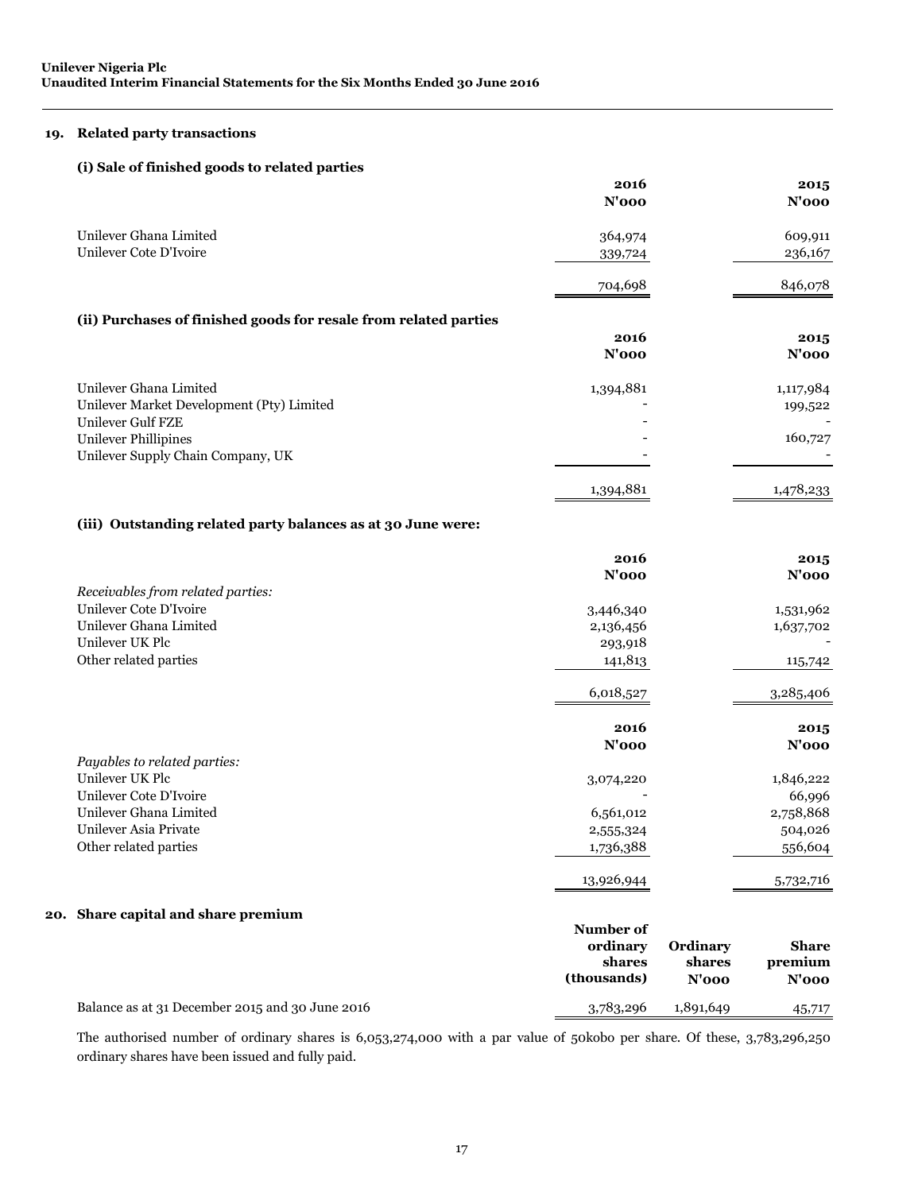## 19. Related party transactions

### (i) Sale of finished goods to related parties

| | 2016<br>N'000 | 2015<br>N'000 |
|---|---|---|
| Unilever Ghana Limited | 364,974 | 609,911 |
| Unilever Cote D'Ivoire | 339,724 | 236,167 |
| | 704,698 | 846,078 |

### (ii) Purchases of finished goods for resale from related parties

| | 2016<br>N'000 | 2015<br>N'000 |
|---|---|---|
| Unilever Ghana Limited | 1,394,881 | 1,117,984 |
| Unilever Market Development (Pty) Limited | - | 199,522 |
| Unilever Gulf FZE | - | - |
| Unilever Phillipines | - | 160,727 |
| Unilever Supply Chain Company, UK | - | - |
| | 1,394,881 | 1,478,233 |

### (iii) Outstanding related party balances as at 30 June were:

| | 2016<br>N'000 | 2015<br>N'000 |
|---|---|---|
| *Receivables from related parties:* | | |
| Unilever Cote D'Ivoire | 3,446,340 | 1,531,962 |
| Unilever Ghana Limited | 2,136,456 | 1,637,702 |
| Unilever UK Plc | 293,918 | - |
| Other related parties | 141,813 | 115,742 |
| | 6,018,527 | 3,285,406 |

| | 2016<br>N'000 | 2015<br>N'000 |
|---|---|---|
| *Payables to related parties:* | | |
| Unilever UK Plc | 3,074,220 | 1,846,222 |
| Unilever Cote D'Ivoire | - | 66,996 |
| Unilever Ghana Limited | 6,561,012 | 2,758,868 |
| Unilever Asia Private | 2,555,324 | 504,026 |
| Other related parties | 1,736,388 | 556,604 |
| | 13,926,944 | 5,732,716 |

## 20. Share capital and share premium

| | Number of ordinary shares (thousands) | Ordinary shares N'000 | Share premium N'000 |
|---|---|---|---|
| Balance as at 31 December 2015 and 30 June 2016 | 3,783,296 | 1,891,649 | 45,717 |

The authorised number of ordinary shares is 6,053,274,000 with a par value of 50kobo per share. Of these, 3,783,296,250 ordinary shares have been issued and fully paid.